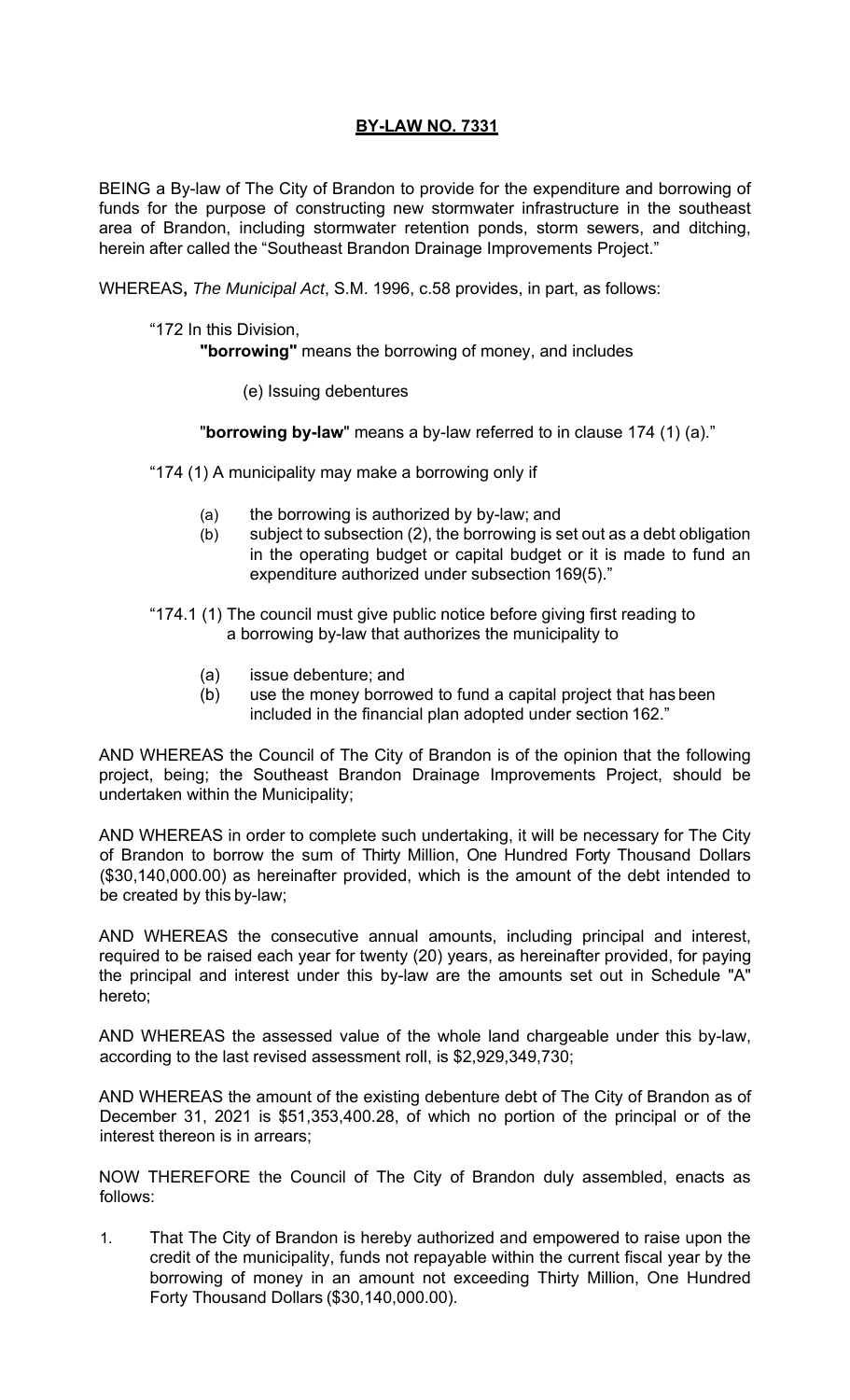# BY-LAW NO. 7331

BEING a By-law of The City of Brandon to provide for the expenditure and borrowing of funds for the purpose of constructing new stormwater infrastructure in the southeast area of Brandon, including stormwater retention ponds, storm sewers, and ditching, herein after called the "Southeast Brandon Drainage Improvements Project."

WHEREAS, *The Municipal Act*, S.M. 1996, c.58 provides, in part, as follows:

> "172 In this Division,
>
> **"borrowing"** means the borrowing of money, and includes
>
> (e) Issuing debentures
>
> "**borrowing by-law**" means a by-law referred to in clause 174 (1) (a)."
>
> "174 (1) A municipality may make a borrowing only if
>
> (a) the borrowing is authorized by by-law; and
> (b) subject to subsection (2), the borrowing is set out as a debt obligation in the operating budget or capital budget or it is made to fund an expenditure authorized under subsection 169(5)."
>
> "174.1 (1) The council must give public notice before giving first reading to a borrowing by-law that authorizes the municipality to
>
> (a) issue debenture; and
> (b) use the money borrowed to fund a capital project that has been included in the financial plan adopted under section 162."

AND WHEREAS the Council of The City of Brandon is of the opinion that the following project, being; the Southeast Brandon Drainage Improvements Project, should be undertaken within the Municipality;

AND WHEREAS in order to complete such undertaking, it will be necessary for The City of Brandon to borrow the sum of Thirty Million, One Hundred Forty Thousand Dollars ($30,140,000.00) as hereinafter provided, which is the amount of the debt intended to be created by this by-law;

AND WHEREAS the consecutive annual amounts, including principal and interest, required to be raised each year for twenty (20) years, as hereinafter provided, for paying the principal and interest under this by-law are the amounts set out in Schedule "A" hereto;

AND WHEREAS the assessed value of the whole land chargeable under this by-law, according to the last revised assessment roll, is $2,929,349,730;

AND WHEREAS the amount of the existing debenture debt of The City of Brandon as of December 31, 2021 is $51,353,400.28, of which no portion of the principal or of the interest thereon is in arrears;

NOW THEREFORE the Council of The City of Brandon duly assembled, enacts as follows:

1. That The City of Brandon is hereby authorized and empowered to raise upon the credit of the municipality, funds not repayable within the current fiscal year by the borrowing of money in an amount not exceeding Thirty Million, One Hundred Forty Thousand Dollars ($30,140,000.00).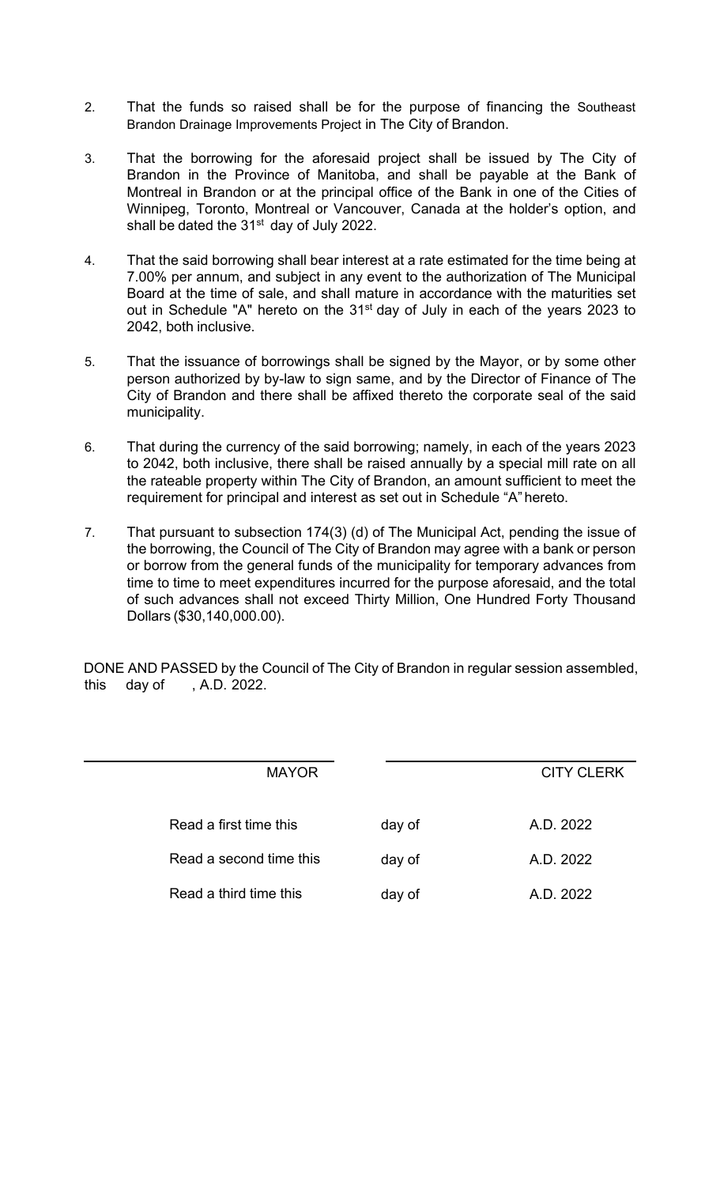2. That the funds so raised shall be for the purpose of financing the Southeast Brandon Drainage Improvements Project in The City of Brandon.

3. That the borrowing for the aforesaid project shall be issued by The City of Brandon in the Province of Manitoba, and shall be payable at the Bank of Montreal in Brandon or at the principal office of the Bank in one of the Cities of Winnipeg, Toronto, Montreal or Vancouver, Canada at the holder's option, and shall be dated the 31st day of July 2022.

4. That the said borrowing shall bear interest at a rate estimated for the time being at 7.00% per annum, and subject in any event to the authorization of The Municipal Board at the time of sale, and shall mature in accordance with the maturities set out in Schedule "A" hereto on the 31st day of July in each of the years 2023 to 2042, both inclusive.

5. That the issuance of borrowings shall be signed by the Mayor, or by some other person authorized by by-law to sign same, and by the Director of Finance of The City of Brandon and there shall be affixed thereto the corporate seal of the said municipality.

6. That during the currency of the said borrowing; namely, in each of the years 2023 to 2042, both inclusive, there shall be raised annually by a special mill rate on all the rateable property within The City of Brandon, an amount sufficient to meet the requirement for principal and interest as set out in Schedule "A" hereto.

7. That pursuant to subsection 174(3) (d) of The Municipal Act, pending the issue of the borrowing, the Council of The City of Brandon may agree with a bank or person or borrow from the general funds of the municipality for temporary advances from time to time to meet expenditures incurred for the purpose aforesaid, and the total of such advances shall not exceed Thirty Million, One Hundred Forty Thousand Dollars ($30,140,000.00).

DONE AND PASSED by the Council of The City of Brandon in regular session assembled, this day of , A.D. 2022.

| MAYOR | | CITY CLERK |
|---|---|---|
| Read a first time this | day of | A.D. 2022 |
| Read a second time this | day of | A.D. 2022 |
| Read a third time this | day of | A.D. 2022 |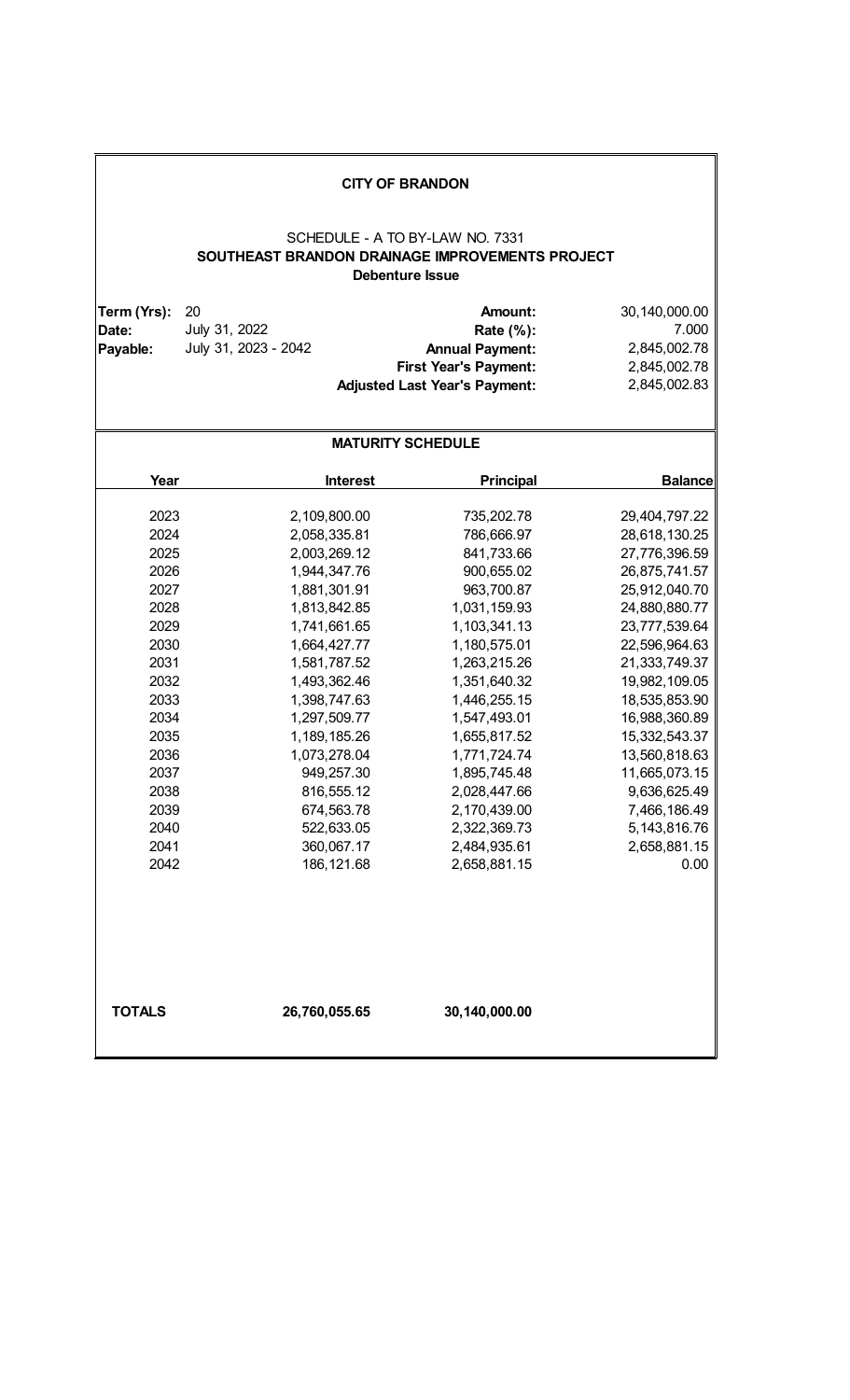**CITY OF BRANDON**

SCHEDULE - A TO BY-LAW NO. 7331

**SOUTHEAST BRANDON DRAINAGE IMPROVEMENTS PROJECT**

**Debenture Issue**

| | | | |
|---|---|---|---|
| **Term (Yrs):** | 20 | **Amount:** | 30,140,000.00 |
| **Date:** | July 31, 2022 | **Rate (%):** | 7.000 |
| **Payable:** | July 31, 2023 - 2042 | **Annual Payment:** | 2,845,002.78 |
| | | **First Year's Payment:** | 2,845,002.78 |
| | | **Adjusted Last Year's Payment:** | 2,845,002.83 |

**MATURITY SCHEDULE**

| Year | Interest | Principal | Balance |
|---|---|---|---|
| 2023 | 2,109,800.00 | 735,202.78 | 29,404,797.22 |
| 2024 | 2,058,335.81 | 786,666.97 | 28,618,130.25 |
| 2025 | 2,003,269.12 | 841,733.66 | 27,776,396.59 |
| 2026 | 1,944,347.76 | 900,655.02 | 26,875,741.57 |
| 2027 | 1,881,301.91 | 963,700.87 | 25,912,040.70 |
| 2028 | 1,813,842.85 | 1,031,159.93 | 24,880,880.77 |
| 2029 | 1,741,661.65 | 1,103,341.13 | 23,777,539.64 |
| 2030 | 1,664,427.77 | 1,180,575.01 | 22,596,964.63 |
| 2031 | 1,581,787.52 | 1,263,215.26 | 21,333,749.37 |
| 2032 | 1,493,362.46 | 1,351,640.32 | 19,982,109.05 |
| 2033 | 1,398,747.63 | 1,446,255.15 | 18,535,853.90 |
| 2034 | 1,297,509.77 | 1,547,493.01 | 16,988,360.89 |
| 2035 | 1,189,185.26 | 1,655,817.52 | 15,332,543.37 |
| 2036 | 1,073,278.04 | 1,771,724.74 | 13,560,818.63 |
| 2037 | 949,257.30 | 1,895,745.48 | 11,665,073.15 |
| 2038 | 816,555.12 | 2,028,447.66 | 9,636,625.49 |
| 2039 | 674,563.78 | 2,170,439.00 | 7,466,186.49 |
| 2040 | 522,633.05 | 2,322,369.73 | 5,143,816.76 |
| 2041 | 360,067.17 | 2,484,935.61 | 2,658,881.15 |
| 2042 | 186,121.68 | 2,658,881.15 | 0.00 |
| **TOTALS** | **26,760,055.65** | **30,140,000.00** | |